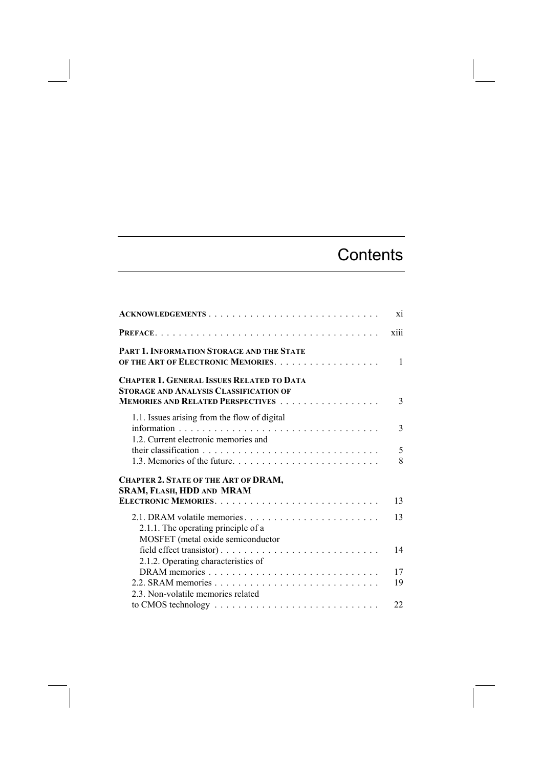# Contents

| | |
|---|---|
| **ACKNOWLEDGEMENTS** | xi |
| **PREFACE** | xiii |
| **PART 1. INFORMATION STORAGE AND THE STATE OF THE ART OF ELECTRONIC MEMORIES** | 1 |
| **CHAPTER 1. GENERAL ISSUES RELATED TO DATA STORAGE AND ANALYSIS CLASSIFICATION OF MEMORIES AND RELATED PERSPECTIVES** | 3 |
| 1.1. Issues arising from the flow of digital information | 3 |
| 1.2. Current electronic memories and their classification | 5 |
| 1.3. Memories of the future | 8 |
| **CHAPTER 2. STATE OF THE ART OF DRAM, SRAM, FLASH, HDD AND MRAM ELECTRONIC MEMORIES** | 13 |
| 2.1. DRAM volatile memories | 13 |
| 2.1.1. The operating principle of a MOSFET (metal oxide semiconductor field effect transistor) | 14 |
| 2.1.2. Operating characteristics of DRAM memories | 17 |
| 2.2. SRAM memories | 19 |
| 2.3. Non-volatile memories related to CMOS technology | 22 |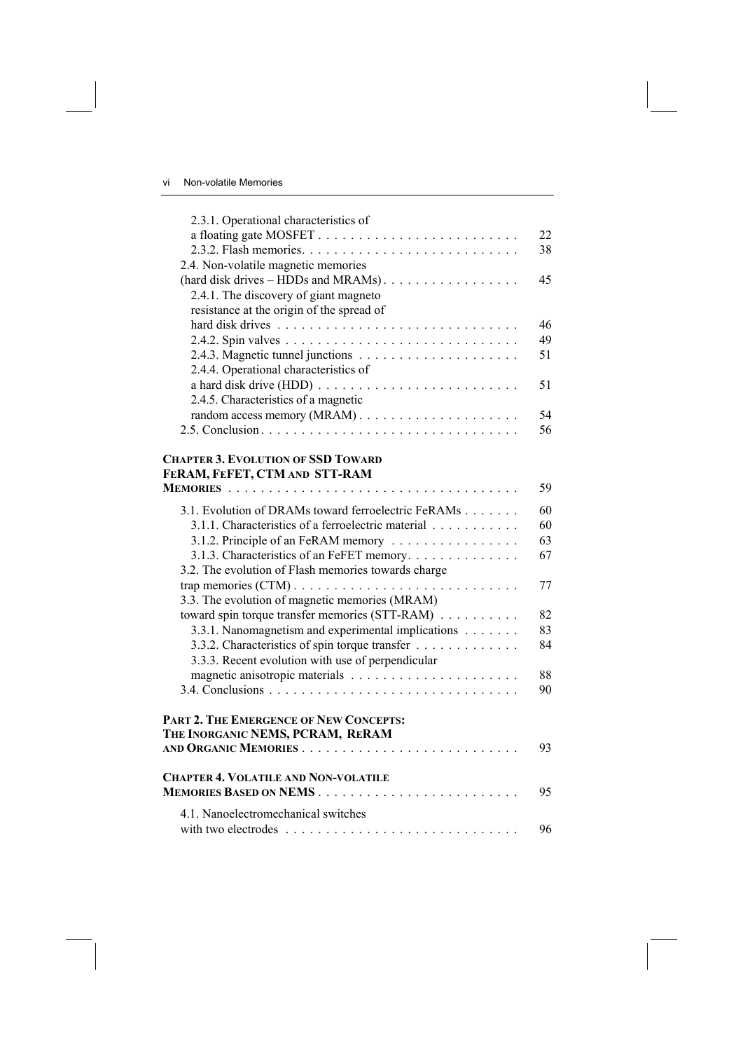2.3.1. Operational characteristics of a floating gate MOSFET . . . . . . . . . . 22
2.3.2. Flash memories. . . . . . . . . . 38
2.4. Non-volatile magnetic memories (hard disk drives – HDDs and MRAMs) . . . . . . . . . . 45
2.4.1. The discovery of giant magneto resistance at the origin of the spread of hard disk drives . . . . . . . . . . 46
2.4.2. Spin valves . . . . . . . . . . 49
2.4.3. Magnetic tunnel junctions . . . . . . . . . . 51
2.4.4. Operational characteristics of a hard disk drive (HDD) . . . . . . . . . . 51
2.4.5. Characteristics of a magnetic random access memory (MRAM) . . . . . . . . . . 54
2.5. Conclusion . . . . . . . . . . 56

**CHAPTER 3. EVOLUTION OF SSD TOWARD FERAM, FEFET, CTM AND STT-RAM MEMORIES** . . . . . . . . . . 59

3.1. Evolution of DRAMs toward ferroelectric FeRAMs . . . . . . . . . . 60
3.1.1. Characteristics of a ferroelectric material . . . . . . . . . . 60
3.1.2. Principle of an FeRAM memory . . . . . . . . . . 63
3.1.3. Characteristics of an FeFET memory. . . . . . . . . . 67
3.2. The evolution of Flash memories towards charge trap memories (CTM) . . . . . . . . . . 77
3.3. The evolution of magnetic memories (MRAM) toward spin torque transfer memories (STT-RAM) . . . . . . . . . . 82
3.3.1. Nanomagnetism and experimental implications . . . . . . . . . . 83
3.3.2. Characteristics of spin torque transfer . . . . . . . . . . 84
3.3.3. Recent evolution with use of perpendicular magnetic anisotropic materials . . . . . . . . . . 88
3.4. Conclusions . . . . . . . . . . 90

**PART 2. THE EMERGENCE OF NEW CONCEPTS: THE INORGANIC NEMS, PCRAM, RERAM AND ORGANIC MEMORIES** . . . . . . . . . . 93

**CHAPTER 4. VOLATILE AND NON-VOLATILE MEMORIES BASED ON NEMS** . . . . . . . . . . 95

4.1. Nanoelectromechanical switches with two electrodes . . . . . . . . . . 96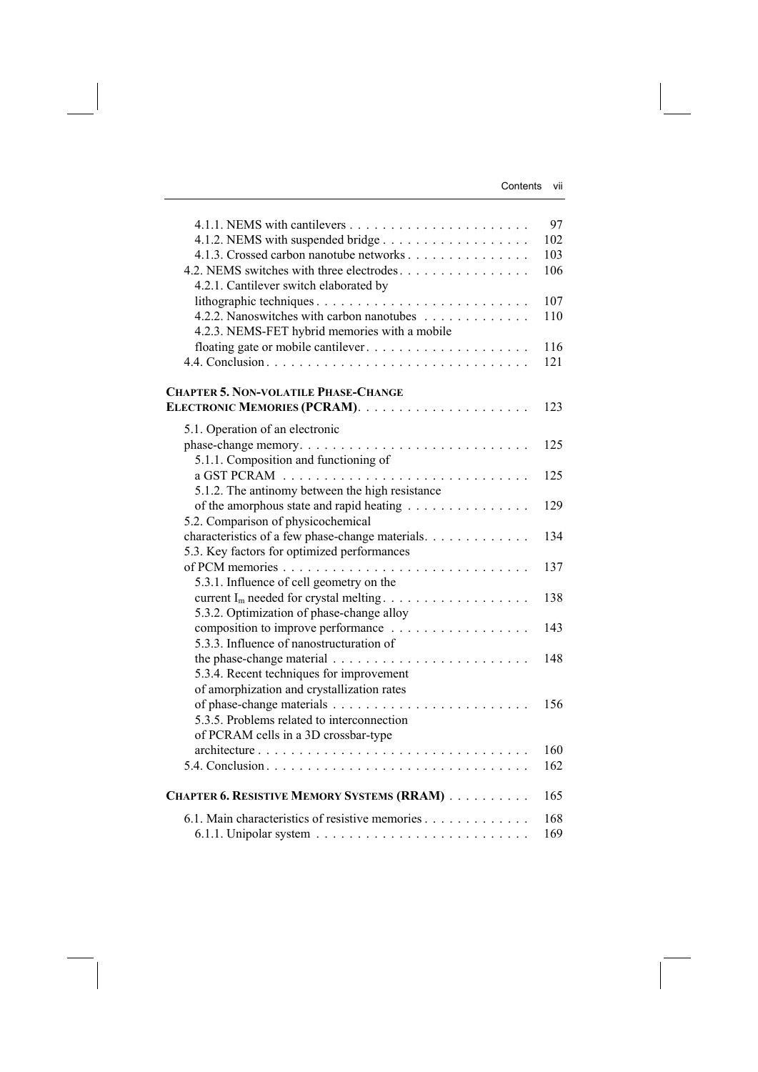4.1.1. NEMS with cantilevers . . . . . . . . . . . . . . . . . . . . . . 97
4.1.2. NEMS with suspended bridge . . . . . . . . . . . . . . . . . . 102
4.1.3. Crossed carbon nanotube networks . . . . . . . . . . . . . . . 103
4.2. NEMS switches with three electrodes . . . . . . . . . . . . . . . . 106
4.2.1. Cantilever switch elaborated by lithographic techniques . . . . . . . . . . . . . . . . . . . . . . . . . . 107
4.2.2. Nanoswitches with carbon nanotubes . . . . . . . . . . . . . 110
4.2.3. NEMS-FET hybrid memories with a mobile floating gate or mobile cantilever . . . . . . . . . . . . . . . . . . . . 116
4.4. Conclusion . . . . . . . . . . . . . . . . . . . . . . . . . . . . . . . . . 121

**CHAPTER 5. NON-VOLATILE PHASE-CHANGE ELECTRONIC MEMORIES (PCRAM)** . . . . . . . . . . . . . . . . . . . . . 123

5.1. Operation of an electronic phase-change memory . . . . . . . . . . . . . . . . . . . . . . . . . . . . 125
5.1.1. Composition and functioning of a GST PCRAM . . . . . . . . . . . . . . . . . . . . . . . . . . . . . . 125
5.1.2. The antinomy between the high resistance of the amorphous state and rapid heating . . . . . . . . . . . . . . . 129
5.2. Comparison of physicochemical characteristics of a few phase-change materials . . . . . . . . . . . . . 134
5.3. Key factors for optimized performances of PCM memories . . . . . . . . . . . . . . . . . . . . . . . . . . . . . . 137
5.3.1. Influence of cell geometry on the current $I_m$ needed for crystal melting . . . . . . . . . . . . . . . . . . 138
5.3.2. Optimization of phase-change alloy composition to improve performance . . . . . . . . . . . . . . . . . 143
5.3.3. Influence of nanostructuration of the phase-change material . . . . . . . . . . . . . . . . . . . . . . . . 148
5.3.4. Recent techniques for improvement of amorphization and crystallization rates of phase-change materials . . . . . . . . . . . . . . . . . . . . . . . . 156
5.3.5. Problems related to interconnection of PCRAM cells in a 3D crossbar-type architecture . . . . . . . . . . . . . . . . . . . . . . . . . . . . . . . . . 160
5.4. Conclusion . . . . . . . . . . . . . . . . . . . . . . . . . . . . . . . . . 162

**CHAPTER 6. RESISTIVE MEMORY SYSTEMS (RRAM)** . . . . . . . . . . 165

6.1. Main characteristics of resistive memories . . . . . . . . . . . . . 168
6.1.1. Unipolar system . . . . . . . . . . . . . . . . . . . . . . . . . . 169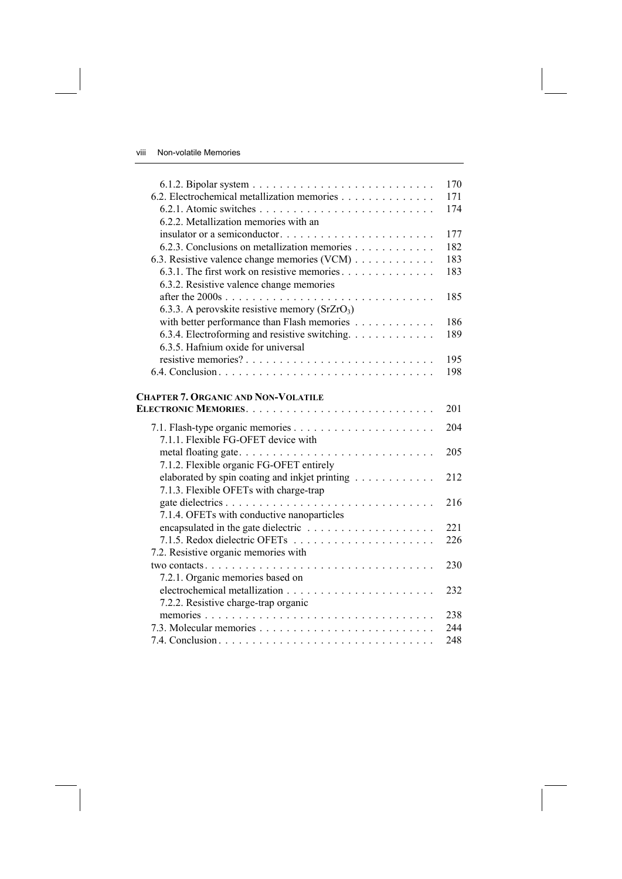6.1.2. Bipolar system . . . . . . . . . . . . . . . . . . . . . . . . . . . 170
6.2. Electrochemical metallization memories . . . . . . . . . . . . . . 171
6.2.1. Atomic switches . . . . . . . . . . . . . . . . . . . . . . . . . . . 174
6.2.2. Metallization memories with an insulator or a semiconductor. . . . . . . . . . . . . . . . . . . . . . . . 177
6.2.3. Conclusions on metallization memories . . . . . . . . . . . . 182
6.3. Resistive valence change memories (VCM) . . . . . . . . . . . . 183
6.3.1. The first work on resistive memories . . . . . . . . . . . . . . 183
6.3.2. Resistive valence change memories after the 2000s . . . . . . . . . . . . . . . . . . . . . . . . . . . . . . . 185
6.3.3. A perovskite resistive memory ($SrZrO_3$) with better performance than Flash memories . . . . . . . . . . . . 186
6.3.4. Electroforming and resistive switching. . . . . . . . . . . . . 189
6.3.5. Hafnium oxide for universal resistive memories? . . . . . . . . . . . . . . . . . . . . . . . . . . . . 195
6.4. Conclusion . . . . . . . . . . . . . . . . . . . . . . . . . . . . . . . . 198

**CHAPTER 7. ORGANIC AND NON-VOLATILE ELECTRONIC MEMORIES** . . . . . . . . . . . . . . . . . . . . . . . . . . . . 201

7.1. Flash-type organic memories . . . . . . . . . . . . . . . . . . . . . 204
7.1.1. Flexible FG-OFET device with metal floating gate. . . . . . . . . . . . . . . . . . . . . . . . . . . . . 205
7.1.2. Flexible organic FG-OFET entirely elaborated by spin coating and inkjet printing . . . . . . . . . . . 212
7.1.3. Flexible OFETs with charge-trap gate dielectrics . . . . . . . . . . . . . . . . . . . . . . . . . . . . . . . 216
7.1.4. OFETs with conductive nanoparticles encapsulated in the gate dielectric . . . . . . . . . . . . . . . . . . . 221
7.1.5. Redox dielectric OFETs . . . . . . . . . . . . . . . . . . . . . . 226
7.2. Resistive organic memories with two contacts . . . . . . . . . . . . . . . . . . . . . . . . . . . . . . . . . . 230
7.2.1. Organic memories based on electrochemical metallization . . . . . . . . . . . . . . . . . . . . . . . 232
7.2.2. Resistive charge-trap organic memories . . . . . . . . . . . . . . . . . . . . . . . . . . . . . . . . . . . 238
7.3. Molecular memories . . . . . . . . . . . . . . . . . . . . . . . . . . 244
7.4. Conclusion . . . . . . . . . . . . . . . . . . . . . . . . . . . . . . . . 248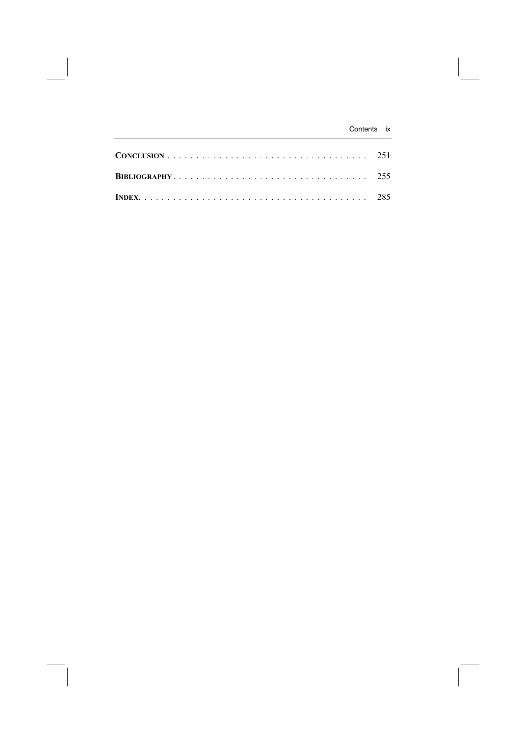**CONCLUSION** . . . . . . . . . . . . . . . . . . . . . . . . . . . . . . . . . . 251

**BIBLIOGRAPHY** . . . . . . . . . . . . . . . . . . . . . . . . . . . . . . . . . . 255

**INDEX**. . . . . . . . . . . . . . . . . . . . . . . . . . . . . . . . . . . . . . 285